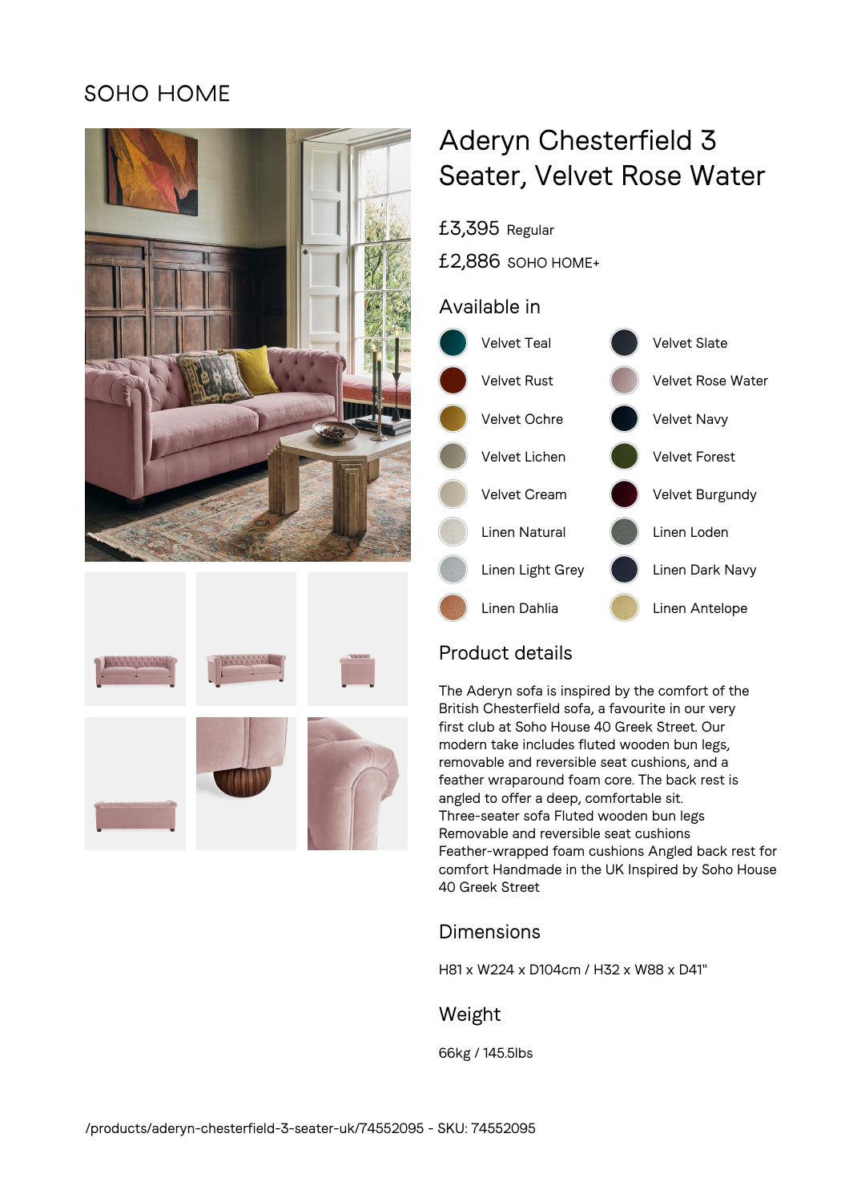SOHO HOME

# Aderyn Chesterfield 3 Seater, Velvet Rose Water

£3,395 Regular

£2,886 SOHO HOME+

## Available in

- Velvet Teal
- Velvet Slate
- Velvet Rust
- Velvet Rose Water
- Velvet Ochre
- Velvet Navy
- Velvet Lichen
- Velvet Forest
- Velvet Cream
- Velvet Burgundy
- Linen Natural
- Linen Loden
- Linen Light Grey
- Linen Dark Navy
- Linen Dahlia
- Linen Antelope

## Product details

The Aderyn sofa is inspired by the comfort of the British Chesterfield sofa, a favourite in our very first club at Soho House 40 Greek Street. Our modern take includes fluted wooden bun legs, removable and reversible seat cushions, and a feather wraparound foam core. The back rest is angled to offer a deep, comfortable sit.
Three-seater sofa Fluted wooden bun legs Removable and reversible seat cushions Feather-wrapped foam cushions Angled back rest for comfort Handmade in the UK Inspired by Soho House 40 Greek Street

## Dimensions

H81 x W224 x D104cm / H32 x W88 x D41"

## Weight

66kg / 145.5lbs

/products/aderyn-chesterfield-3-seater-uk/74552095 - SKU: 74552095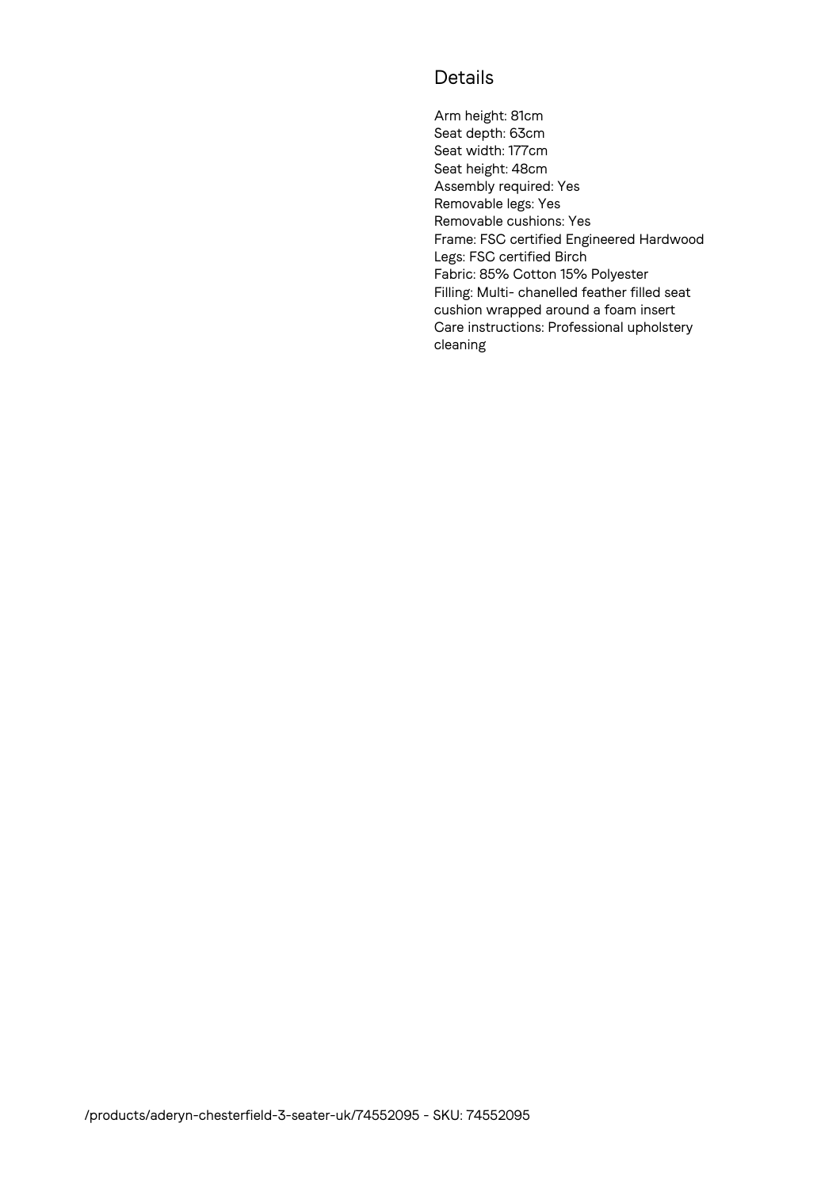## Details

Arm height: 81cm
Seat depth: 63cm
Seat width: 177cm
Seat height: 48cm
Assembly required: Yes
Removable legs: Yes
Removable cushions: Yes
Frame: FSC certified Engineered Hardwood
Legs: FSC certified Birch
Fabric: 85% Cotton 15% Polyester
Filling: Multi- chanelled feather filled seat cushion wrapped around a foam insert
Care instructions: Professional upholstery cleaning

/products/aderyn-chesterfield-3-seater-uk/74552095 - SKU: 74552095